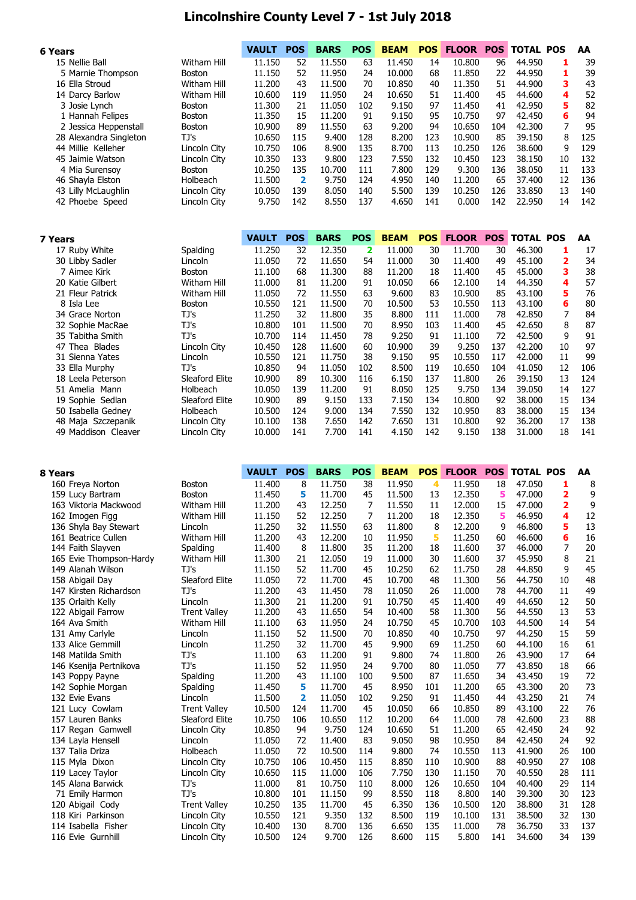# Lincolnshire County Level 7 - 1st July 2018

| 6 Years | | | VAULT | POS | BARS | POS | BEAM | POS | FLOOR | POS | TOTAL | POS | AA |
|---|---|---|---|---|---|---|---|---|---|---|---|---|---|
| 15 | Nellie Ball | Witham Hill | 11.150 | 52 | 11.550 | 63 | 11.450 | 14 | 10.800 | 96 | 44.950 | 1 | 39 |
| 5 | Marnie Thompson | Boston | 11.150 | 52 | 11.950 | 24 | 10.000 | 68 | 11.850 | 22 | 44.950 | 1 | 39 |
| 16 | Ella Stroud | Witham Hill | 11.200 | 43 | 11.500 | 70 | 10.850 | 40 | 11.350 | 51 | 44.900 | 3 | 43 |
| 14 | Darcy Barlow | Witham Hill | 10.600 | 119 | 11.950 | 24 | 10.650 | 51 | 11.400 | 45 | 44.600 | 4 | 52 |
| 3 | Josie Lynch | Boston | 11.300 | 21 | 11.050 | 102 | 9.150 | 97 | 11.450 | 41 | 42.950 | 5 | 82 |
| 1 | Hannah Felipes | Boston | 11.350 | 15 | 11.200 | 91 | 9.150 | 95 | 10.750 | 97 | 42.450 | 6 | 94 |
| 2 | Jessica Heppenstall | Boston | 10.900 | 89 | 11.550 | 63 | 9.200 | 94 | 10.650 | 104 | 42.300 | 7 | 95 |
| 28 | Alexandra Singleton | TJ's | 10.650 | 115 | 9.400 | 128 | 8.200 | 123 | 10.900 | 85 | 39.150 | 8 | 125 |
| 44 | Millie Kelleher | Lincoln City | 10.750 | 106 | 8.900 | 135 | 8.700 | 113 | 10.250 | 126 | 38.600 | 9 | 129 |
| 45 | Jaimie Watson | Lincoln City | 10.350 | 133 | 9.800 | 123 | 7.550 | 132 | 10.450 | 123 | 38.150 | 10 | 132 |
| 4 | Mia Surensoy | Boston | 10.250 | 135 | 10.700 | 111 | 7.800 | 129 | 9.300 | 136 | 38.050 | 11 | 133 |
| 46 | Shayla Elston | Holbeach | 11.500 | 2 | 9.750 | 124 | 4.950 | 140 | 11.200 | 65 | 37.400 | 12 | 136 |
| 43 | Lilly McLaughlin | Lincoln City | 10.050 | 139 | 8.050 | 140 | 5.500 | 139 | 10.250 | 126 | 33.850 | 13 | 140 |
| 42 | Phoebe Speed | Lincoln City | 9.750 | 142 | 8.550 | 137 | 4.650 | 141 | 0.000 | 142 | 22.950 | 14 | 142 |

| 7 Years | | | VAULT | POS | BARS | POS | BEAM | POS | FLOOR | POS | TOTAL | POS | AA |
|---|---|---|---|---|---|---|---|---|---|---|---|---|---|
| 17 | Ruby White | Spalding | 11.250 | 32 | 12.350 | 2 | 11.000 | 30 | 11.700 | 30 | 46.300 | 1 | 17 |
| 30 | Libby Sadler | Lincoln | 11.050 | 72 | 11.650 | 54 | 11.000 | 30 | 11.400 | 49 | 45.100 | 2 | 34 |
| 7 | Aimee Kirk | Boston | 11.100 | 68 | 11.300 | 88 | 11.200 | 18 | 11.400 | 45 | 45.000 | 3 | 38 |
| 20 | Katie Gilbert | Witham Hill | 11.000 | 81 | 11.200 | 91 | 10.050 | 66 | 12.100 | 14 | 44.350 | 4 | 57 |
| 21 | Fleur Patrick | Witham Hill | 11.050 | 72 | 11.550 | 63 | 9.600 | 83 | 10.900 | 85 | 43.100 | 5 | 76 |
| 8 | Isla Lee | Boston | 10.550 | 121 | 11.500 | 70 | 10.500 | 53 | 10.550 | 113 | 43.100 | 6 | 80 |
| 34 | Grace Norton | TJ's | 11.250 | 32 | 11.800 | 35 | 8.800 | 111 | 11.000 | 78 | 42.850 | 7 | 84 |
| 32 | Sophie MacRae | TJ's | 10.800 | 101 | 11.500 | 70 | 8.950 | 103 | 11.400 | 45 | 42.650 | 8 | 87 |
| 35 | Tabitha Smith | TJ's | 10.700 | 114 | 11.450 | 78 | 9.250 | 91 | 11.100 | 72 | 42.500 | 9 | 91 |
| 47 | Thea Blades | Lincoln City | 10.450 | 128 | 11.600 | 60 | 10.900 | 39 | 9.250 | 137 | 42.200 | 10 | 97 |
| 31 | Sienna Yates | Lincoln | 10.550 | 121 | 11.750 | 38 | 9.150 | 95 | 10.550 | 117 | 42.000 | 11 | 99 |
| 33 | Ella Murphy | TJ's | 10.850 | 94 | 11.050 | 102 | 8.500 | 119 | 10.650 | 104 | 41.050 | 12 | 106 |
| 18 | Leela Peterson | Sleaford Elite | 10.900 | 89 | 10.300 | 116 | 6.150 | 137 | 11.800 | 26 | 39.150 | 13 | 124 |
| 51 | Amelia Mann | Holbeach | 10.050 | 139 | 11.200 | 91 | 8.050 | 125 | 9.750 | 134 | 39.050 | 14 | 127 |
| 19 | Sophie Sedlan | Sleaford Elite | 10.900 | 89 | 9.150 | 133 | 7.150 | 134 | 10.800 | 92 | 38.000 | 15 | 134 |
| 50 | Isabella Gedney | Holbeach | 10.500 | 124 | 9.000 | 134 | 7.550 | 132 | 10.950 | 83 | 38.000 | 15 | 134 |
| 48 | Maja Szczepanik | Lincoln City | 10.100 | 138 | 7.650 | 142 | 7.650 | 131 | 10.800 | 92 | 36.200 | 17 | 138 |
| 49 | Maddison Cleaver | Lincoln City | 10.000 | 141 | 7.700 | 141 | 4.150 | 142 | 9.150 | 138 | 31.000 | 18 | 141 |

| 8 Years | | | VAULT | POS | BARS | POS | BEAM | POS | FLOOR | POS | TOTAL | POS | AA |
|---|---|---|---|---|---|---|---|---|---|---|---|---|---|
| 160 | Freya Norton | Boston | 11.400 | 8 | 11.750 | 38 | 11.950 | 4 | 11.950 | 18 | 47.050 | 1 | 8 |
| 159 | Lucy Bartram | Boston | 11.450 | 5 | 11.700 | 45 | 11.500 | 13 | 12.350 | 5 | 47.000 | 2 | 9 |
| 163 | Viktoria Mackwood | Witham Hill | 11.200 | 43 | 12.250 | 7 | 11.550 | 11 | 12.000 | 15 | 47.000 | 2 | 9 |
| 162 | Imogen Figg | Witham Hill | 11.150 | 52 | 12.250 | 7 | 11.200 | 18 | 12.350 | 5 | 46.950 | 4 | 12 |
| 136 | Shyla Bay Stewart | Lincoln | 11.250 | 32 | 11.550 | 63 | 11.800 | 8 | 12.200 | 9 | 46.800 | 5 | 13 |
| 161 | Beatrice Cullen | Witham Hill | 11.200 | 43 | 12.200 | 10 | 11.950 | 5 | 11.250 | 60 | 46.600 | 6 | 16 |
| 144 | Faith Slayven | Spalding | 11.400 | 8 | 11.800 | 35 | 11.200 | 18 | 11.600 | 37 | 46.000 | 7 | 20 |
| 165 | Evie Thompson-Hardy | Witham Hill | 11.300 | 21 | 12.050 | 19 | 11.000 | 30 | 11.600 | 37 | 45.950 | 8 | 21 |
| 149 | Alanah Wilson | TJ's | 11.150 | 52 | 11.700 | 45 | 10.250 | 62 | 11.750 | 28 | 44.850 | 9 | 45 |
| 158 | Abigail Day | Sleaford Elite | 11.050 | 72 | 11.700 | 45 | 10.700 | 48 | 11.300 | 56 | 44.750 | 10 | 48 |
| 147 | Kirsten Richardson | TJ's | 11.200 | 43 | 11.450 | 78 | 11.050 | 26 | 11.000 | 78 | 44.700 | 11 | 49 |
| 135 | Orlaith Kelly | Lincoln | 11.300 | 21 | 11.200 | 91 | 10.750 | 45 | 11.400 | 49 | 44.650 | 12 | 50 |
| 122 | Abigail Farrow | Trent Valley | 11.200 | 43 | 11.650 | 54 | 10.400 | 58 | 11.300 | 56 | 44.550 | 13 | 53 |
| 164 | Ava Smith | Witham Hill | 11.100 | 63 | 11.950 | 24 | 10.750 | 45 | 10.700 | 103 | 44.500 | 14 | 54 |
| 131 | Amy Carlyle | Lincoln | 11.150 | 52 | 11.500 | 70 | 10.850 | 40 | 10.750 | 97 | 44.250 | 15 | 59 |
| 133 | Alice Gemmill | Lincoln | 11.250 | 32 | 11.700 | 45 | 9.900 | 69 | 11.250 | 60 | 44.100 | 16 | 61 |
| 148 | Matilda Smith | TJ's | 11.100 | 63 | 11.200 | 91 | 9.800 | 74 | 11.800 | 26 | 43.900 | 17 | 64 |
| 146 | Ksenija Pertnikova | TJ's | 11.150 | 52 | 11.950 | 24 | 9.700 | 80 | 11.050 | 77 | 43.850 | 18 | 66 |
| 143 | Poppy Payne | Spalding | 11.200 | 43 | 11.100 | 100 | 9.500 | 87 | 11.650 | 34 | 43.450 | 19 | 72 |
| 142 | Sophie Morgan | Spalding | 11.450 | 5 | 11.700 | 45 | 8.950 | 101 | 11.200 | 65 | 43.300 | 20 | 73 |
| 132 | Evie Evans | Lincoln | 11.500 | 2 | 11.050 | 102 | 9.250 | 91 | 11.450 | 44 | 43.250 | 21 | 74 |
| 121 | Lucy Cowlam | Trent Valley | 10.500 | 124 | 11.700 | 45 | 10.050 | 66 | 10.850 | 89 | 43.100 | 22 | 76 |
| 157 | Lauren Banks | Sleaford Elite | 10.750 | 106 | 10.650 | 112 | 10.200 | 64 | 11.000 | 78 | 42.600 | 23 | 88 |
| 117 | Regan Gamwell | Lincoln City | 10.850 | 94 | 9.750 | 124 | 10.650 | 51 | 11.200 | 65 | 42.450 | 24 | 92 |
| 134 | Layla Hensell | Lincoln | 11.050 | 72 | 11.400 | 83 | 9.050 | 98 | 10.950 | 84 | 42.450 | 24 | 92 |
| 137 | Talia Driza | Holbeach | 11.050 | 72 | 10.500 | 114 | 9.800 | 74 | 10.550 | 113 | 41.900 | 26 | 100 |
| 115 | Myla Dixon | Lincoln City | 10.750 | 106 | 10.450 | 115 | 8.850 | 110 | 10.900 | 88 | 40.950 | 27 | 108 |
| 119 | Lacey Taylor | Lincoln City | 10.650 | 115 | 11.000 | 106 | 7.750 | 130 | 11.150 | 70 | 40.550 | 28 | 111 |
| 145 | Alana Barwick | TJ's | 11.000 | 81 | 10.750 | 110 | 8.000 | 126 | 10.650 | 104 | 40.400 | 29 | 114 |
| 71 | Emily Harmon | TJ's | 10.800 | 101 | 11.150 | 99 | 8.550 | 118 | 8.800 | 140 | 39.300 | 30 | 123 |
| 120 | Abigail Cody | Trent Valley | 10.250 | 135 | 11.700 | 45 | 6.350 | 136 | 10.500 | 120 | 38.800 | 31 | 128 |
| 118 | Kiri Parkinson | Lincoln City | 10.550 | 121 | 9.350 | 132 | 8.500 | 119 | 10.100 | 131 | 38.500 | 32 | 130 |
| 114 | Isabella Fisher | Lincoln City | 10.400 | 130 | 8.700 | 136 | 6.650 | 135 | 11.000 | 78 | 36.750 | 33 | 137 |
| 116 | Evie Gurnhill | Lincoln City | 10.500 | 124 | 9.700 | 126 | 8.600 | 115 | 5.800 | 141 | 34.600 | 34 | 139 |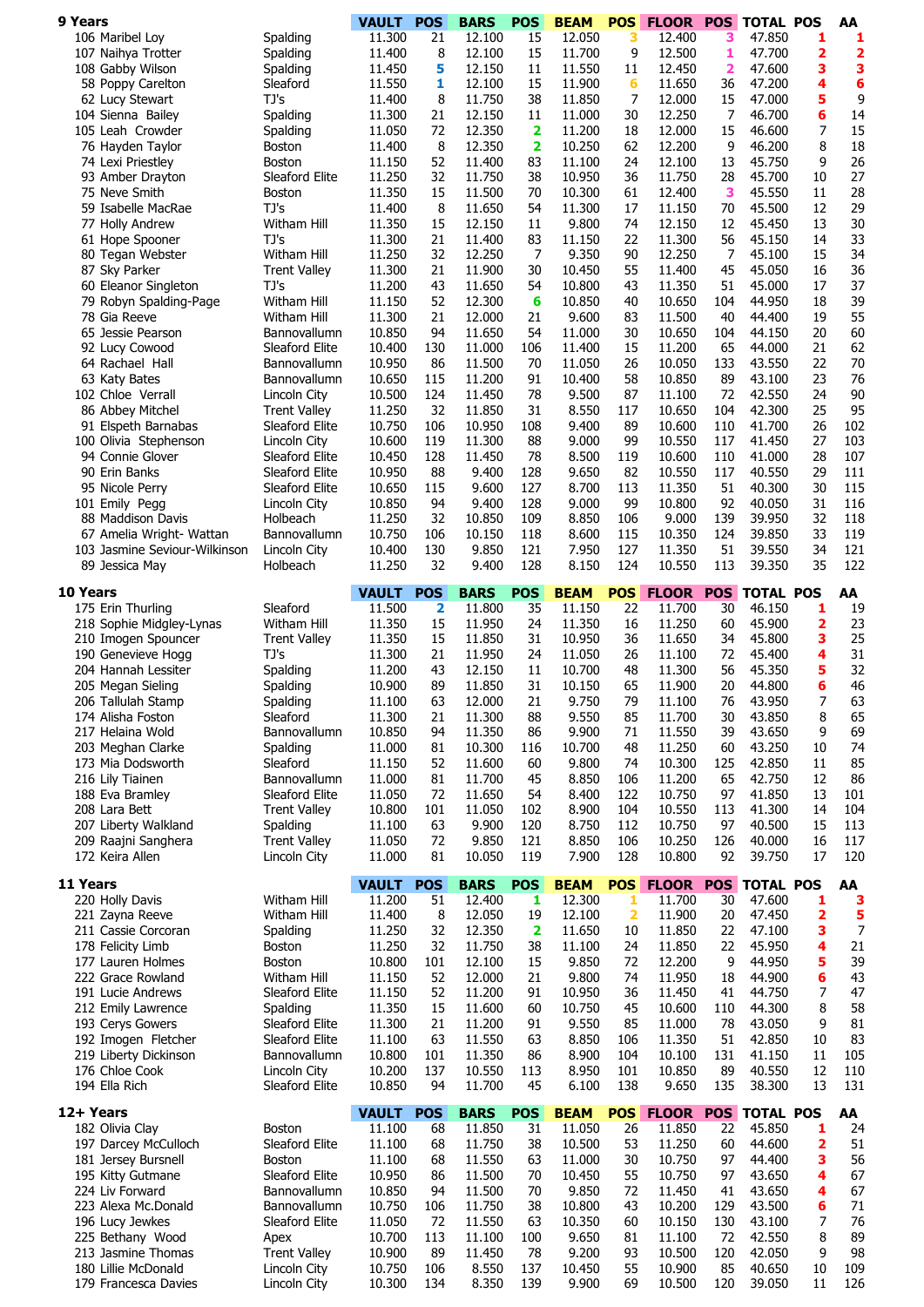## 9 Years

| | | | VAULT | POS | BARS | POS | BEAM | POS | FLOOR | POS | TOTAL | POS | AA |
|---|---|---|---|---|---|---|---|---|---|---|---|---|---|
| 106 | Maribel Loy | Spalding | 11.300 | 21 | 12.100 | 15 | 12.050 | 3 | 12.400 | 3 | 47.850 | 1 | 1 |
| 107 | Naihya Trotter | Spalding | 11.400 | 8 | 12.100 | 15 | 11.700 | 9 | 12.500 | 1 | 47.700 | 2 | 2 |
| 108 | Gabby Wilson | Spalding | 11.450 | 5 | 12.150 | 11 | 11.550 | 11 | 12.450 | 2 | 47.600 | 3 | 3 |
| 58 | Poppy Carelton | Sleaford | 11.550 | 1 | 12.100 | 15 | 11.900 | 6 | 11.650 | 36 | 47.200 | 4 | 6 |
| 62 | Lucy Stewart | TJ's | 11.400 | 8 | 11.750 | 38 | 11.850 | 7 | 12.000 | 15 | 47.000 | 5 | 9 |
| 104 | Sienna Bailey | Spalding | 11.300 | 21 | 12.150 | 11 | 11.000 | 30 | 12.250 | 7 | 46.700 | 6 | 14 |
| 105 | Leah Crowder | Spalding | 11.050 | 72 | 12.350 | 2 | 11.200 | 18 | 12.000 | 15 | 46.600 | 7 | 15 |
| 76 | Hayden Taylor | Boston | 11.400 | 8 | 12.350 | 2 | 10.250 | 62 | 12.200 | 9 | 46.200 | 8 | 18 |
| 74 | Lexi Priestley | Boston | 11.150 | 52 | 11.400 | 83 | 11.100 | 24 | 12.100 | 13 | 45.750 | 9 | 26 |
| 93 | Amber Drayton | Sleaford Elite | 11.250 | 32 | 11.750 | 38 | 10.950 | 36 | 11.750 | 28 | 45.700 | 10 | 27 |
| 75 | Neve Smith | Boston | 11.350 | 15 | 11.500 | 70 | 10.300 | 61 | 12.400 | 3 | 45.550 | 11 | 28 |
| 59 | Isabelle MacRae | TJ's | 11.400 | 8 | 11.650 | 54 | 11.300 | 17 | 11.150 | 70 | 45.500 | 12 | 29 |
| 77 | Holly Andrew | Witham Hill | 11.350 | 15 | 12.150 | 11 | 9.800 | 74 | 12.150 | 12 | 45.450 | 13 | 30 |
| 61 | Hope Spooner | TJ's | 11.300 | 21 | 11.400 | 83 | 11.150 | 22 | 11.300 | 56 | 45.150 | 14 | 33 |
| 80 | Tegan Webster | Witham Hill | 11.250 | 32 | 12.250 | 7 | 9.350 | 90 | 12.250 | 7 | 45.100 | 15 | 34 |
| 87 | Sky Parker | Trent Valley | 11.300 | 21 | 11.900 | 30 | 10.450 | 55 | 11.400 | 45 | 45.050 | 16 | 36 |
| 60 | Eleanor Singleton | TJ's | 11.200 | 43 | 11.650 | 54 | 10.800 | 43 | 11.350 | 51 | 45.000 | 17 | 37 |
| 79 | Robyn Spalding-Page | Witham Hill | 11.150 | 52 | 12.300 | 6 | 10.850 | 40 | 10.650 | 104 | 44.950 | 18 | 39 |
| 78 | Gia Reeve | Witham Hill | 11.300 | 21 | 12.000 | 21 | 9.600 | 83 | 11.500 | 40 | 44.400 | 19 | 55 |
| 65 | Jessie Pearson | Bannovallumn | 10.850 | 94 | 11.650 | 54 | 11.000 | 30 | 10.650 | 104 | 44.150 | 20 | 60 |
| 92 | Lucy Cowood | Sleaford Elite | 10.400 | 130 | 11.000 | 106 | 11.400 | 15 | 11.200 | 65 | 44.000 | 21 | 62 |
| 64 | Rachael Hall | Bannovallumn | 10.950 | 86 | 11.500 | 70 | 11.050 | 26 | 10.050 | 133 | 43.550 | 22 | 70 |
| 63 | Katy Bates | Bannovallumn | 10.650 | 115 | 11.200 | 91 | 10.400 | 58 | 10.850 | 89 | 43.100 | 23 | 76 |
| 102 | Chloe Verrall | Lincoln City | 10.500 | 124 | 11.450 | 78 | 9.500 | 87 | 11.100 | 72 | 42.550 | 24 | 90 |
| 86 | Abbey Mitchel | Trent Valley | 11.250 | 32 | 11.850 | 31 | 8.550 | 117 | 10.650 | 104 | 42.300 | 25 | 95 |
| 91 | Elspeth Barnabas | Sleaford Elite | 10.750 | 106 | 10.950 | 108 | 9.400 | 89 | 10.600 | 110 | 41.700 | 26 | 102 |
| 100 | Olivia Stephenson | Lincoln City | 10.600 | 119 | 11.300 | 88 | 9.000 | 99 | 10.550 | 117 | 41.450 | 27 | 103 |
| 94 | Connie Glover | Sleaford Elite | 10.450 | 128 | 11.450 | 78 | 8.500 | 119 | 10.600 | 110 | 41.000 | 28 | 107 |
| 90 | Erin Banks | Sleaford Elite | 10.950 | 88 | 9.400 | 128 | 9.650 | 82 | 10.550 | 117 | 40.550 | 29 | 111 |
| 95 | Nicole Perry | Sleaford Elite | 10.650 | 115 | 9.600 | 127 | 8.700 | 113 | 11.350 | 51 | 40.300 | 30 | 115 |
| 101 | Emily Pegg | Lincoln City | 10.850 | 94 | 9.400 | 128 | 9.000 | 99 | 10.800 | 92 | 40.050 | 31 | 116 |
| 88 | Maddison Davis | Holbeach | 11.250 | 32 | 10.850 | 109 | 8.850 | 106 | 9.000 | 139 | 39.950 | 32 | 118 |
| 67 | Amelia Wright- Wattan | Bannovallumn | 10.750 | 106 | 10.150 | 118 | 8.600 | 115 | 10.350 | 124 | 39.850 | 33 | 119 |
| 103 | Jasmine Seviour-Wilkinson | Lincoln City | 10.400 | 130 | 9.850 | 121 | 7.950 | 127 | 11.350 | 51 | 39.550 | 34 | 121 |
| 89 | Jessica May | Holbeach | 11.250 | 32 | 9.400 | 128 | 8.150 | 124 | 10.550 | 113 | 39.350 | 35 | 122 |

## 10 Years

| | | | VAULT | POS | BARS | POS | BEAM | POS | FLOOR | POS | TOTAL | POS | AA |
|---|---|---|---|---|---|---|---|---|---|---|---|---|---|
| 175 | Erin Thurling | Sleaford | 11.500 | 2 | 11.800 | 35 | 11.150 | 22 | 11.700 | 30 | 46.150 | 1 | 19 |
| 218 | Sophie Midgley-Lynas | Witham Hill | 11.350 | 15 | 11.950 | 24 | 11.350 | 16 | 11.250 | 60 | 45.900 | 2 | 23 |
| 210 | Imogen Spouncer | Trent Valley | 11.350 | 15 | 11.850 | 31 | 10.950 | 36 | 11.650 | 34 | 45.800 | 3 | 25 |
| 190 | Genevieve Hogg | TJ's | 11.300 | 21 | 11.950 | 24 | 11.050 | 26 | 11.100 | 72 | 45.400 | 4 | 31 |
| 204 | Hannah Lessiter | Spalding | 11.200 | 43 | 12.150 | 11 | 10.700 | 48 | 11.300 | 56 | 45.350 | 5 | 32 |
| 205 | Megan Sieling | Spalding | 10.900 | 89 | 11.850 | 31 | 10.150 | 65 | 11.900 | 20 | 44.800 | 6 | 46 |
| 206 | Tallulah Stamp | Spalding | 11.100 | 63 | 12.000 | 21 | 9.750 | 79 | 11.100 | 76 | 43.950 | 7 | 63 |
| 174 | Alisha Foston | Sleaford | 11.300 | 21 | 11.300 | 88 | 9.550 | 85 | 11.700 | 30 | 43.850 | 8 | 65 |
| 217 | Helaina Wold | Bannovallumn | 10.850 | 94 | 11.350 | 86 | 9.900 | 71 | 11.550 | 39 | 43.650 | 9 | 69 |
| 203 | Meghan Clarke | Spalding | 11.000 | 81 | 10.300 | 116 | 10.700 | 48 | 11.250 | 60 | 43.250 | 10 | 74 |
| 173 | Mia Dodsworth | Sleaford | 11.150 | 52 | 11.600 | 60 | 9.800 | 74 | 10.300 | 125 | 42.850 | 11 | 85 |
| 216 | Lily Tiainen | Bannovallumn | 11.000 | 81 | 11.700 | 45 | 8.850 | 106 | 11.200 | 65 | 42.750 | 12 | 86 |
| 188 | Eva Bramley | Sleaford Elite | 11.050 | 72 | 11.650 | 54 | 8.400 | 122 | 10.750 | 97 | 41.850 | 13 | 101 |
| 208 | Lara Bett | Trent Valley | 10.800 | 101 | 11.050 | 102 | 8.900 | 104 | 10.550 | 113 | 41.300 | 14 | 104 |
| 207 | Liberty Walkland | Spalding | 11.100 | 63 | 9.900 | 120 | 8.750 | 112 | 10.750 | 97 | 40.500 | 15 | 113 |
| 209 | Raajni Sanghera | Trent Valley | 11.050 | 72 | 9.850 | 121 | 8.850 | 106 | 10.250 | 126 | 40.000 | 16 | 117 |
| 172 | Keira Allen | Lincoln City | 11.000 | 81 | 10.050 | 119 | 7.900 | 128 | 10.800 | 92 | 39.750 | 17 | 120 |

## 11 Years

| | | | VAULT | POS | BARS | POS | BEAM | POS | FLOOR | POS | TOTAL | POS | AA |
|---|---|---|---|---|---|---|---|---|---|---|---|---|---|
| 220 | Holly Davis | Witham Hill | 11.200 | 51 | 12.400 | 1 | 12.300 | 1 | 11.700 | 30 | 47.600 | 1 | 3 |
| 221 | Zayna Reeve | Witham Hill | 11.400 | 8 | 12.050 | 19 | 12.100 | 2 | 11.900 | 20 | 47.450 | 2 | 5 |
| 211 | Cassie Corcoran | Spalding | 11.250 | 32 | 12.350 | 2 | 11.650 | 10 | 11.850 | 22 | 47.100 | 3 | 7 |
| 178 | Felicity Limb | Boston | 11.250 | 32 | 11.750 | 38 | 11.100 | 24 | 11.850 | 22 | 45.950 | 4 | 21 |
| 177 | Lauren Holmes | Boston | 10.800 | 101 | 12.100 | 15 | 9.850 | 72 | 12.200 | 9 | 44.950 | 5 | 39 |
| 222 | Grace Rowland | Witham Hill | 11.150 | 52 | 12.000 | 21 | 9.800 | 74 | 11.950 | 18 | 44.900 | 6 | 43 |
| 191 | Lucie Andrews | Sleaford Elite | 11.150 | 52 | 11.200 | 91 | 10.950 | 36 | 11.450 | 41 | 44.750 | 7 | 47 |
| 212 | Emily Lawrence | Spalding | 11.350 | 15 | 11.600 | 60 | 10.750 | 45 | 10.600 | 110 | 44.300 | 8 | 58 |
| 193 | Cerys Gowers | Sleaford Elite | 11.300 | 21 | 11.200 | 91 | 9.550 | 85 | 11.000 | 78 | 43.050 | 9 | 81 |
| 192 | Imogen Fletcher | Sleaford Elite | 11.100 | 63 | 11.550 | 63 | 8.850 | 106 | 11.350 | 51 | 42.850 | 10 | 83 |
| 219 | Liberty Dickinson | Bannovallumn | 10.800 | 101 | 11.350 | 86 | 8.900 | 104 | 10.100 | 131 | 41.150 | 11 | 105 |
| 176 | Chloe Cook | Lincoln City | 10.200 | 137 | 10.550 | 113 | 8.950 | 101 | 10.850 | 89 | 40.550 | 12 | 110 |
| 194 | Ella Rich | Sleaford Elite | 10.850 | 94 | 11.700 | 45 | 6.100 | 138 | 9.650 | 135 | 38.300 | 13 | 131 |

## 12+ Years

| | | | VAULT | POS | BARS | POS | BEAM | POS | FLOOR | POS | TOTAL | POS | AA |
|---|---|---|---|---|---|---|---|---|---|---|---|---|---|
| 182 | Olivia Clay | Boston | 11.100 | 68 | 11.850 | 31 | 11.050 | 26 | 11.850 | 22 | 45.850 | 1 | 24 |
| 197 | Darcey McCulloch | Sleaford Elite | 11.100 | 68 | 11.750 | 38 | 10.500 | 53 | 11.250 | 60 | 44.600 | 2 | 51 |
| 181 | Jersey Bursnell | Boston | 11.100 | 68 | 11.550 | 63 | 11.000 | 30 | 10.750 | 97 | 44.400 | 3 | 56 |
| 195 | Kitty Gutmane | Sleaford Elite | 10.950 | 86 | 11.500 | 70 | 10.450 | 55 | 10.750 | 97 | 43.650 | 4 | 67 |
| 224 | Liv Forward | Bannovallumn | 10.850 | 94 | 11.500 | 70 | 9.850 | 72 | 11.450 | 41 | 43.650 | 4 | 67 |
| 223 | Alexa Mc.Donald | Bannovallumn | 10.750 | 106 | 11.750 | 38 | 10.800 | 43 | 10.200 | 129 | 43.500 | 6 | 71 |
| 196 | Lucy Jewkes | Sleaford Elite | 11.050 | 72 | 11.550 | 63 | 10.350 | 60 | 10.150 | 130 | 43.100 | 7 | 76 |
| 225 | Bethany Wood | Apex | 10.700 | 113 | 11.100 | 100 | 9.650 | 81 | 11.100 | 72 | 42.550 | 8 | 89 |
| 213 | Jasmine Thomas | Trent Valley | 10.900 | 89 | 11.450 | 78 | 9.200 | 93 | 10.500 | 120 | 42.050 | 9 | 98 |
| 180 | Lillie McDonald | Lincoln City | 10.750 | 106 | 8.550 | 137 | 10.450 | 55 | 10.900 | 85 | 40.650 | 10 | 109 |
| 179 | Francesca Davies | Lincoln City | 10.300 | 134 | 8.350 | 139 | 9.900 | 69 | 10.500 | 120 | 39.050 | 11 | 126 |